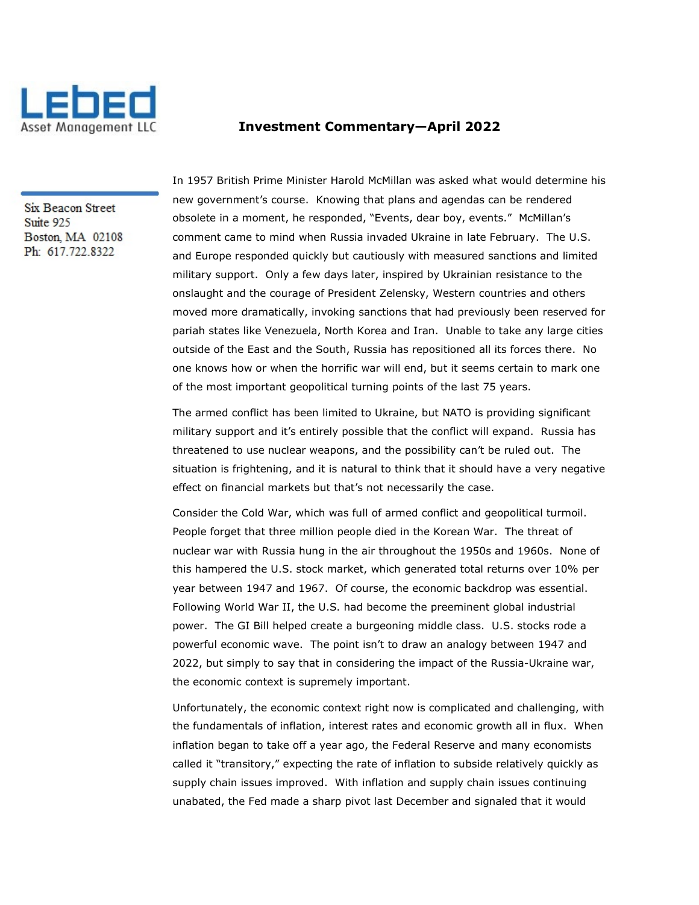Lebed Asset Management LLC

Six Beacon Street
Suite 925
Boston, MA 02108
Ph: 617.722.8322

# Investment Commentary—April 2022

In 1957 British Prime Minister Harold McMillan was asked what would determine his new government's course. Knowing that plans and agendas can be rendered obsolete in a moment, he responded, "Events, dear boy, events." McMillan's comment came to mind when Russia invaded Ukraine in late February. The U.S. and Europe responded quickly but cautiously with measured sanctions and limited military support. Only a few days later, inspired by Ukrainian resistance to the onslaught and the courage of President Zelensky, Western countries and others moved more dramatically, invoking sanctions that had previously been reserved for pariah states like Venezuela, North Korea and Iran. Unable to take any large cities outside of the East and the South, Russia has repositioned all its forces there. No one knows how or when the horrific war will end, but it seems certain to mark one of the most important geopolitical turning points of the last 75 years.

The armed conflict has been limited to Ukraine, but NATO is providing significant military support and it's entirely possible that the conflict will expand. Russia has threatened to use nuclear weapons, and the possibility can't be ruled out. The situation is frightening, and it is natural to think that it should have a very negative effect on financial markets but that's not necessarily the case.

Consider the Cold War, which was full of armed conflict and geopolitical turmoil. People forget that three million people died in the Korean War. The threat of nuclear war with Russia hung in the air throughout the 1950s and 1960s. None of this hampered the U.S. stock market, which generated total returns over 10% per year between 1947 and 1967. Of course, the economic backdrop was essential. Following World War II, the U.S. had become the preeminent global industrial power. The GI Bill helped create a burgeoning middle class. U.S. stocks rode a powerful economic wave. The point isn't to draw an analogy between 1947 and 2022, but simply to say that in considering the impact of the Russia-Ukraine war, the economic context is supremely important.

Unfortunately, the economic context right now is complicated and challenging, with the fundamentals of inflation, interest rates and economic growth all in flux. When inflation began to take off a year ago, the Federal Reserve and many economists called it "transitory," expecting the rate of inflation to subside relatively quickly as supply chain issues improved. With inflation and supply chain issues continuing unabated, the Fed made a sharp pivot last December and signaled that it would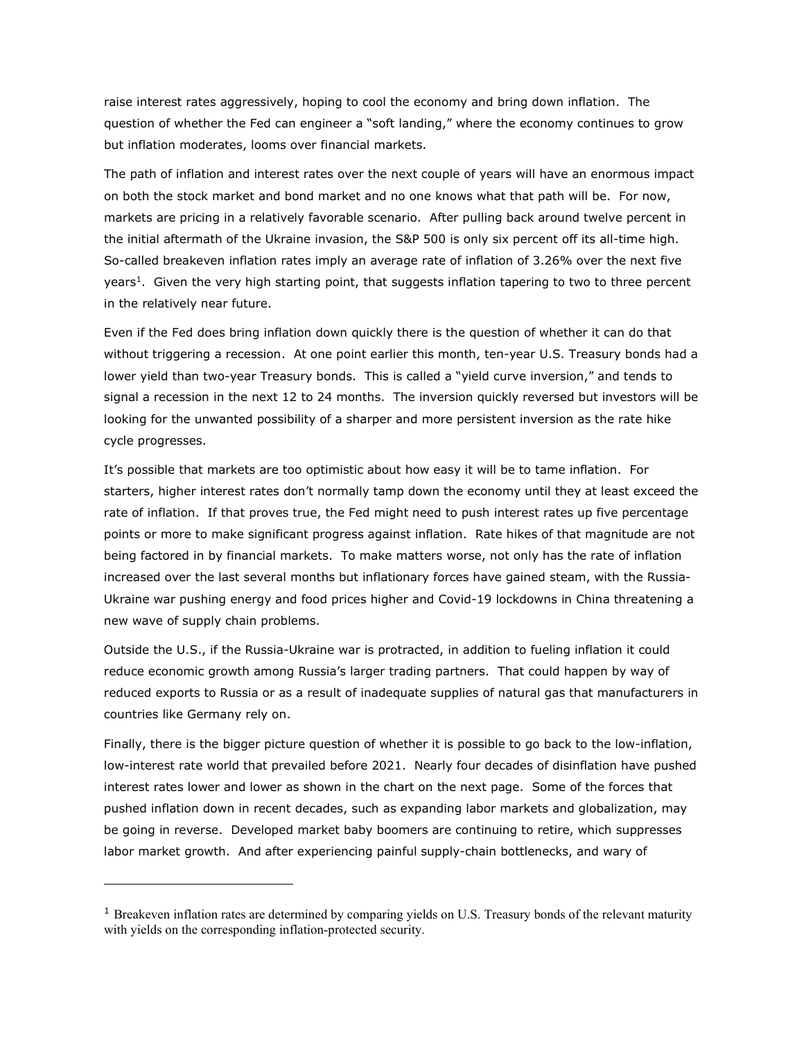raise interest rates aggressively, hoping to cool the economy and bring down inflation. The question of whether the Fed can engineer a "soft landing," where the economy continues to grow but inflation moderates, looms over financial markets.

The path of inflation and interest rates over the next couple of years will have an enormous impact on both the stock market and bond market and no one knows what that path will be. For now, markets are pricing in a relatively favorable scenario. After pulling back around twelve percent in the initial aftermath of the Ukraine invasion, the S&P 500 is only six percent off its all-time high. So-called breakeven inflation rates imply an average rate of inflation of 3.26% over the next five years[1]. Given the very high starting point, that suggests inflation tapering to two to three percent in the relatively near future.

Even if the Fed does bring inflation down quickly there is the question of whether it can do that without triggering a recession. At one point earlier this month, ten-year U.S. Treasury bonds had a lower yield than two-year Treasury bonds. This is called a "yield curve inversion," and tends to signal a recession in the next 12 to 24 months. The inversion quickly reversed but investors will be looking for the unwanted possibility of a sharper and more persistent inversion as the rate hike cycle progresses.

It's possible that markets are too optimistic about how easy it will be to tame inflation. For starters, higher interest rates don't normally tamp down the economy until they at least exceed the rate of inflation. If that proves true, the Fed might need to push interest rates up five percentage points or more to make significant progress against inflation. Rate hikes of that magnitude are not being factored in by financial markets. To make matters worse, not only has the rate of inflation increased over the last several months but inflationary forces have gained steam, with the Russia-Ukraine war pushing energy and food prices higher and Covid-19 lockdowns in China threatening a new wave of supply chain problems.

Outside the U.S., if the Russia-Ukraine war is protracted, in addition to fueling inflation it could reduce economic growth among Russia's larger trading partners. That could happen by way of reduced exports to Russia or as a result of inadequate supplies of natural gas that manufacturers in countries like Germany rely on.

Finally, there is the bigger picture question of whether it is possible to go back to the low-inflation, low-interest rate world that prevailed before 2021. Nearly four decades of disinflation have pushed interest rates lower and lower as shown in the chart on the next page. Some of the forces that pushed inflation down in recent decades, such as expanding labor markets and globalization, may be going in reverse. Developed market baby boomers are continuing to retire, which suppresses labor market growth. And after experiencing painful supply-chain bottlenecks, and wary of

---

[1] Breakeven inflation rates are determined by comparing yields on U.S. Treasury bonds of the relevant maturity with yields on the corresponding inflation-protected security.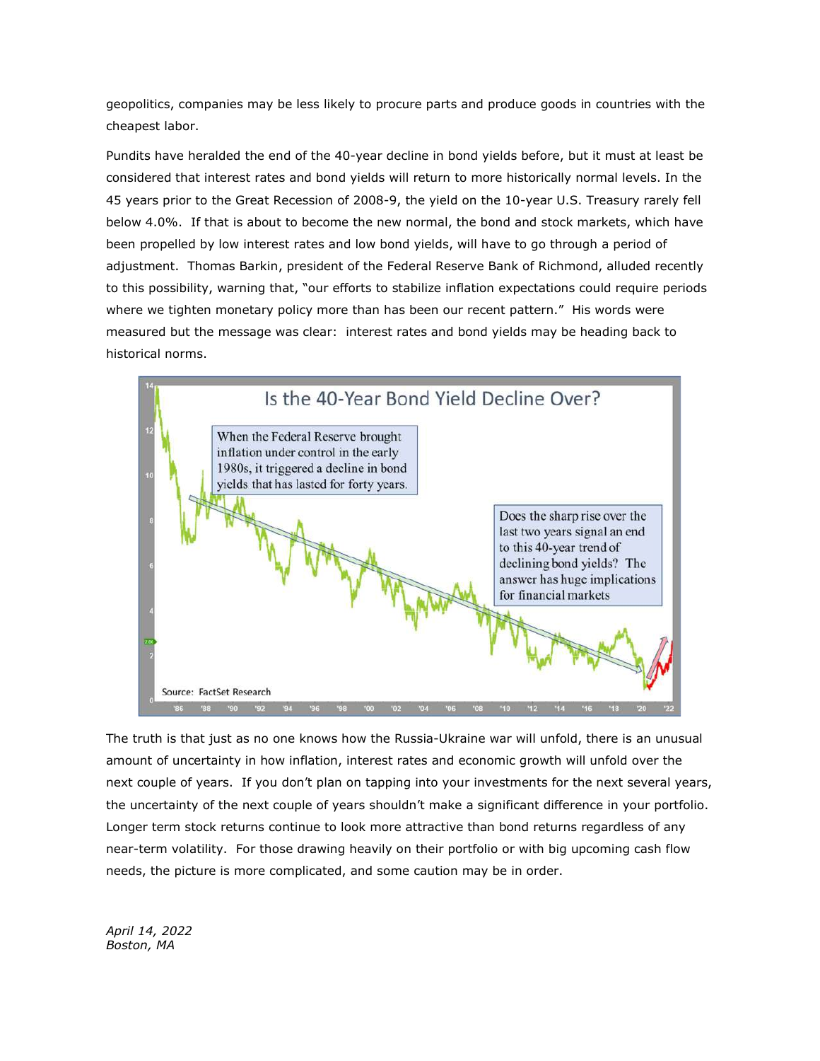geopolitics, companies may be less likely to procure parts and produce goods in countries with the cheapest labor.

Pundits have heralded the end of the 40-year decline in bond yields before, but it must at least be considered that interest rates and bond yields will return to more historically normal levels. In the 45 years prior to the Great Recession of 2008-9, the yield on the 10-year U.S. Treasury rarely fell below 4.0%. If that is about to become the new normal, the bond and stock markets, which have been propelled by low interest rates and low bond yields, will have to go through a period of adjustment. Thomas Barkin, president of the Federal Reserve Bank of Richmond, alluded recently to this possibility, warning that, "our efforts to stabilize inflation expectations could require periods where we tighten monetary policy more than has been our recent pattern." His words were measured but the message was clear: interest rates and bond yields may be heading back to historical norms.

Is the 40-Year Bond Yield Decline Over?

When the Federal Reserve brought inflation under control in the early 1980s, it triggered a decline in bond yields that has lasted for forty years.

Does the sharp rise over the last two years signal an end to this 40-year trend of declining bond yields? The answer has huge implications for financial markets

Source: FactSet Research

14
12
10
8
6
4
2
0

'86 '88 '90 '92 '94 '96 '98 '00 '02 '04 '06 '08 '10 '12 '14 '16 '18 '20 '22

The truth is that just as no one knows how the Russia-Ukraine war will unfold, there is an unusual amount of uncertainty in how inflation, interest rates and economic growth will unfold over the next couple of years. If you don't plan on tapping into your investments for the next several years, the uncertainty of the next couple of years shouldn't make a significant difference in your portfolio. Longer term stock returns continue to look more attractive than bond returns regardless of any near-term volatility. For those drawing heavily on their portfolio or with big upcoming cash flow needs, the picture is more complicated, and some caution may be in order.

*April 14, 2022*
*Boston, MA*